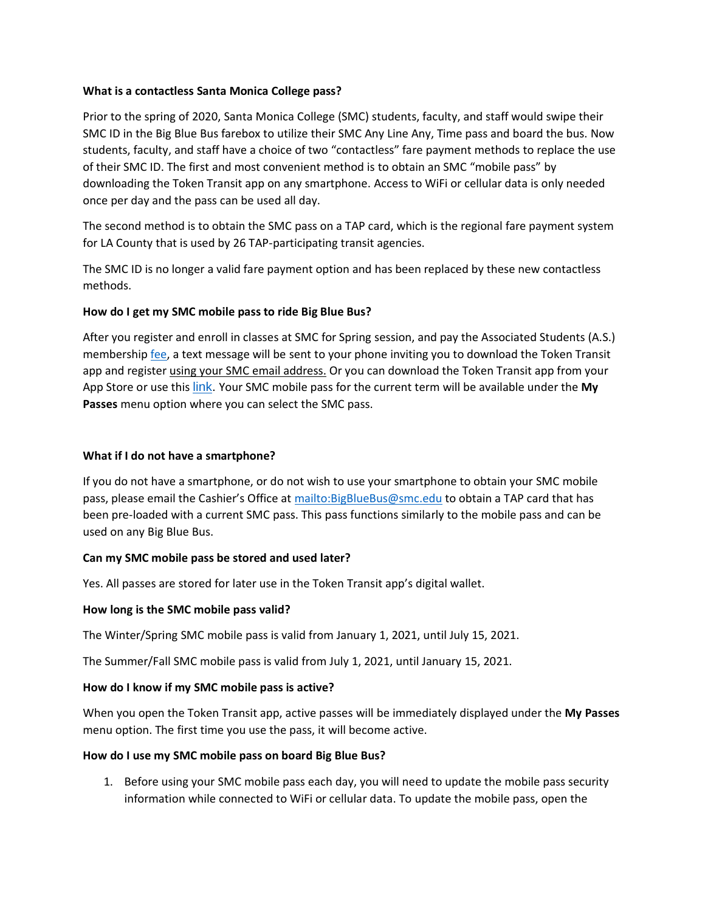### What is a contactless Santa Monica College pass?

Prior to the spring of 2020, Santa Monica College (SMC) students, faculty, and staff would swipe their SMC ID in the Big Blue Bus farebox to utilize their SMC Any Line Any, Time pass and board the bus. Now students, faculty, and staff have a choice of two "contactless" fare payment methods to replace the use of their SMC ID. The first and most convenient method is to obtain an SMC "mobile pass" by downloading the Token Transit app on any smartphone. Access to WiFi or cellular data is only needed once per day and the pass can be used all day.

The second method is to obtain the SMC pass on a TAP card, which is the regional fare payment system for LA County that is used by 26 TAP-participating transit agencies.

The SMC ID is no longer a valid fare payment option and has been replaced by these new contactless methods.

### How do I get my SMC mobile pass to ride Big Blue Bus?

After you register and enroll in classes at SMC for Spring session, and pay the Associated Students (A.S.) membership fee, a text message will be sent to your phone inviting you to download the Token Transit app and register using your SMC email address. Or you can download the Token Transit app from your App Store or use this link. Your SMC mobile pass for the current term will be available under the **My Passes** menu option where you can select the SMC pass.

### What if I do not have a smartphone?

If you do not have a smartphone, or do not wish to use your smartphone to obtain your SMC mobile pass, please email the Cashier's Office at mailto:BigBlueBus@smc.edu to obtain a TAP card that has been pre-loaded with a current SMC pass. This pass functions similarly to the mobile pass and can be used on any Big Blue Bus.

### Can my SMC mobile pass be stored and used later?

Yes. All passes are stored for later use in the Token Transit app's digital wallet.

### How long is the SMC mobile pass valid?

The Winter/Spring SMC mobile pass is valid from January 1, 2021, until July 15, 2021.

The Summer/Fall SMC mobile pass is valid from July 1, 2021, until January 15, 2021.

### How do I know if my SMC mobile pass is active?

When you open the Token Transit app, active passes will be immediately displayed under the **My Passes** menu option. The first time you use the pass, it will become active.

### How do I use my SMC mobile pass on board Big Blue Bus?

1. Before using your SMC mobile pass each day, you will need to update the mobile pass security information while connected to WiFi or cellular data. To update the mobile pass, open the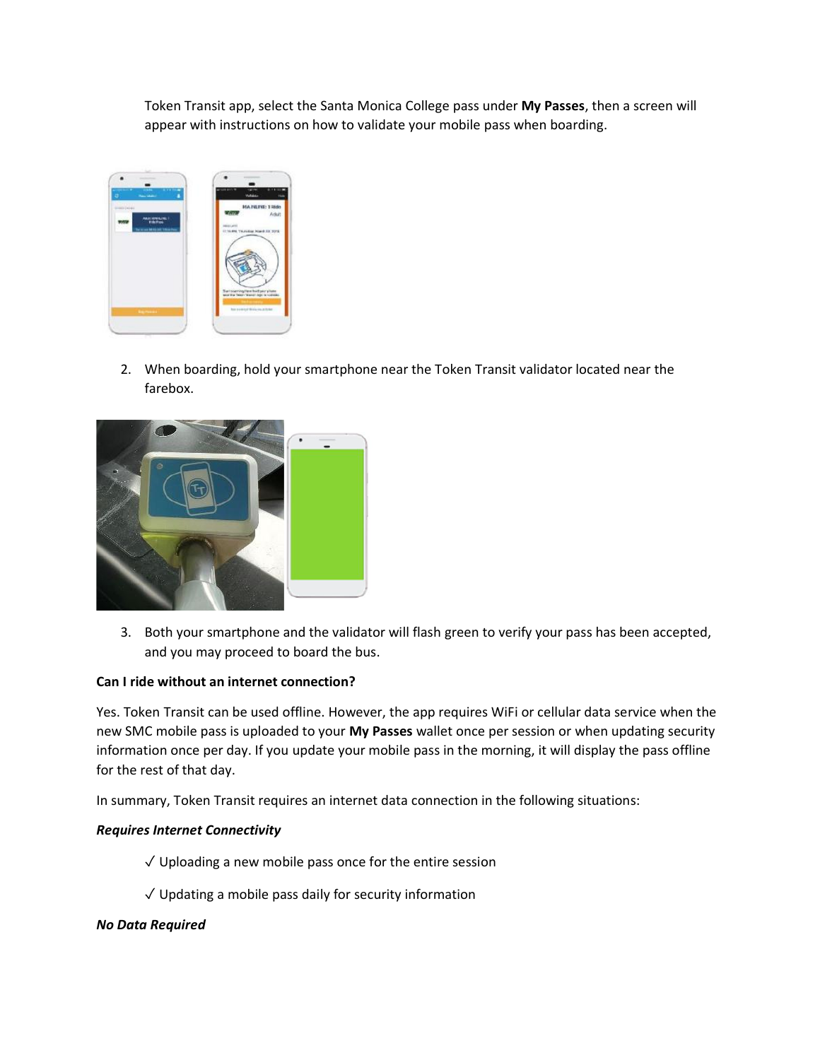Token Transit app, select the Santa Monica College pass under **My Passes**, then a screen will appear with instructions on how to validate your mobile pass when boarding.

2. When boarding, hold your smartphone near the Token Transit validator located near the farebox.

3. Both your smartphone and the validator will flash green to verify your pass has been accepted, and you may proceed to board the bus.

**Can I ride without an internet connection?**

Yes. Token Transit can be used offline. However, the app requires WiFi or cellular data service when the new SMC mobile pass is uploaded to your **My Passes** wallet once per session or when updating security information once per day. If you update your mobile pass in the morning, it will display the pass offline for the rest of that day.

In summary, Token Transit requires an internet data connection in the following situations:

***Requires Internet Connectivity***

✓ Uploading a new mobile pass once for the entire session

✓ Updating a mobile pass daily for security information

***No Data Required***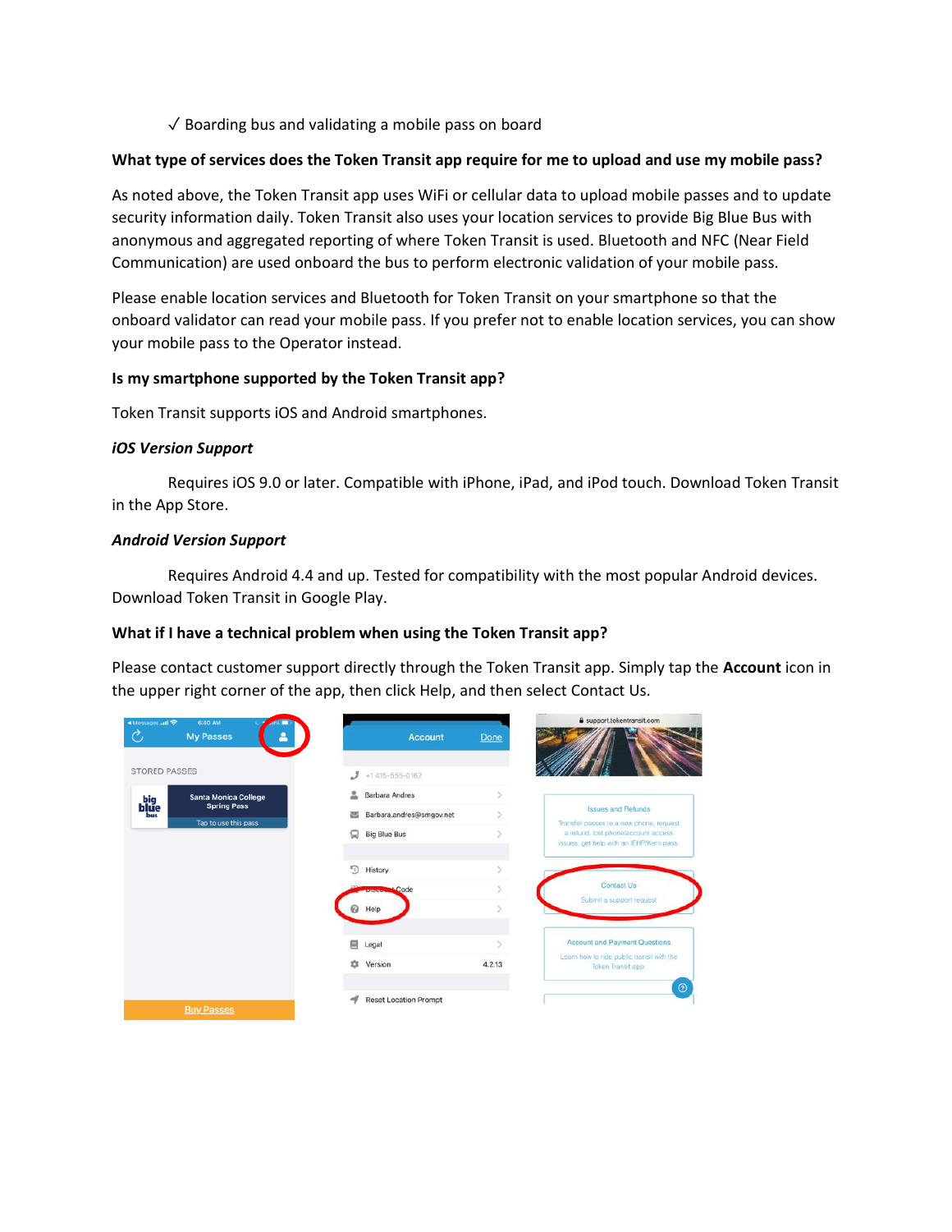✓ Boarding bus and validating a mobile pass on board

**What type of services does the Token Transit app require for me to upload and use my mobile pass?**

As noted above, the Token Transit app uses WiFi or cellular data to upload mobile passes and to update security information daily. Token Transit also uses your location services to provide Big Blue Bus with anonymous and aggregated reporting of where Token Transit is used. Bluetooth and NFC (Near Field Communication) are used onboard the bus to perform electronic validation of your mobile pass.

Please enable location services and Bluetooth for Token Transit on your smartphone so that the onboard validator can read your mobile pass. If you prefer not to enable location services, you can show your mobile pass to the Operator instead.

**Is my smartphone supported by the Token Transit app?**

Token Transit supports iOS and Android smartphones.

***iOS Version Support***

Requires iOS 9.0 or later. Compatible with iPhone, iPad, and iPod touch. Download Token Transit in the App Store.

***Android Version Support***

Requires Android 4.4 and up. Tested for compatibility with the most popular Android devices. Download Token Transit in Google Play.

**What if I have a technical problem when using the Token Transit app?**

Please contact customer support directly through the Token Transit app. Simply tap the **Account** icon in the upper right corner of the app, then click Help, and then select Contact Us.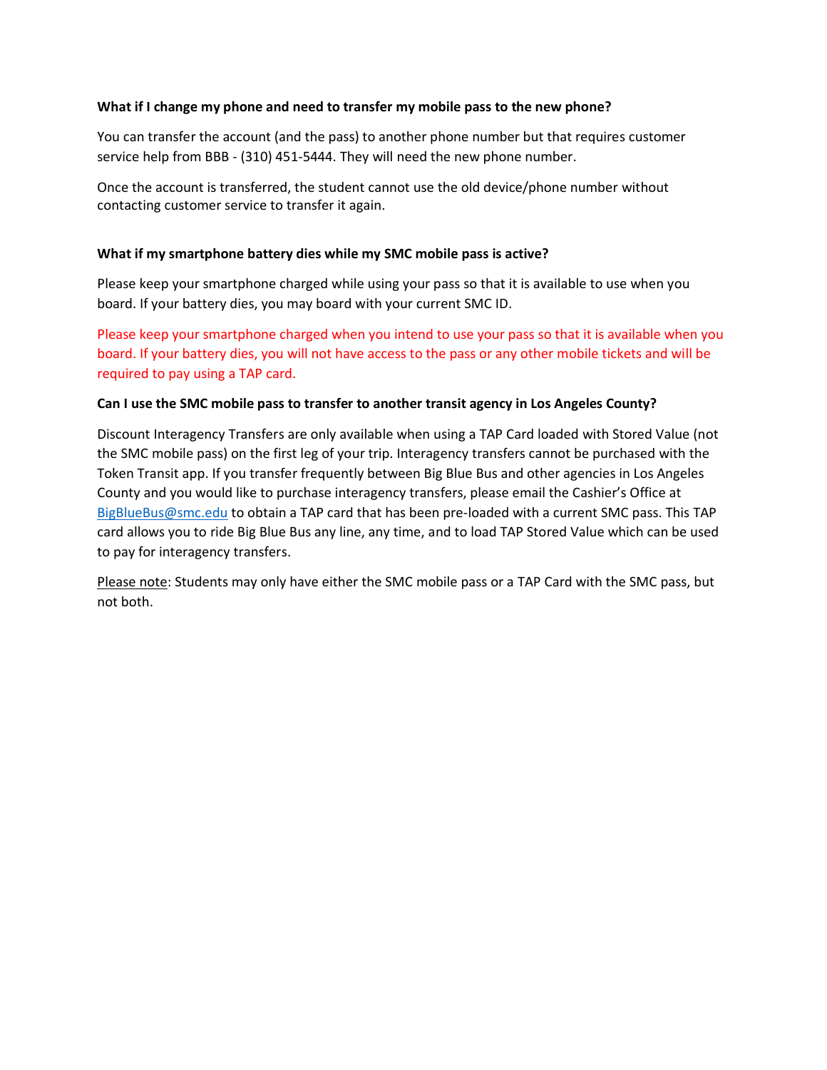**What if I change my phone and need to transfer my mobile pass to the new phone?**

You can transfer the account (and the pass) to another phone number but that requires customer service help from BBB - (310) 451-5444. They will need the new phone number.

Once the account is transferred, the student cannot use the old device/phone number without contacting customer service to transfer it again.

**What if my smartphone battery dies while my SMC mobile pass is active?**

Please keep your smartphone charged while using your pass so that it is available to use when you board. If your battery dies, you may board with your current SMC ID.

Please keep your smartphone charged when you intend to use your pass so that it is available when you board. If your battery dies, you will not have access to the pass or any other mobile tickets and will be required to pay using a TAP card.

**Can I use the SMC mobile pass to transfer to another transit agency in Los Angeles County?**

Discount Interagency Transfers are only available when using a TAP Card loaded with Stored Value (not the SMC mobile pass) on the first leg of your trip. Interagency transfers cannot be purchased with the Token Transit app. If you transfer frequently between Big Blue Bus and other agencies in Los Angeles County and you would like to purchase interagency transfers, please email the Cashier's Office at BigBlueBus@smc.edu to obtain a TAP card that has been pre-loaded with a current SMC pass. This TAP card allows you to ride Big Blue Bus any line, any time, and to load TAP Stored Value which can be used to pay for interagency transfers.

Please note: Students may only have either the SMC mobile pass or a TAP Card with the SMC pass, but not both.